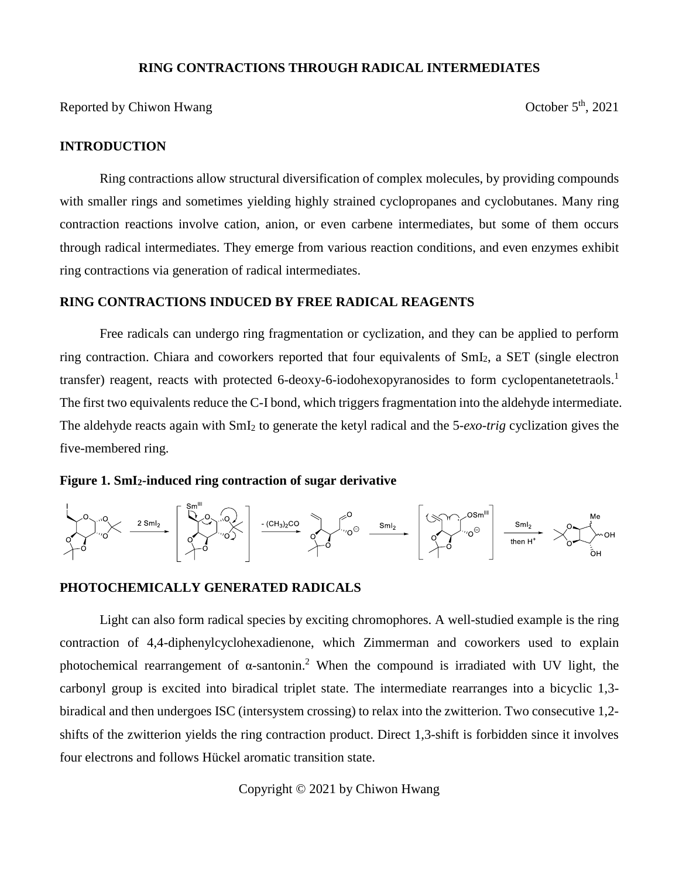# RING CONTRACTIONS THROUGH RADICAL INTERMEDIATES

Reported by Chiwon Hwang

October 5th, 2021

## INTRODUCTION

Ring contractions allow structural diversification of complex molecules, by providing compounds with smaller rings and sometimes yielding highly strained cyclopropanes and cyclobutanes. Many ring contraction reactions involve cation, anion, or even carbene intermediates, but some of them occurs through radical intermediates. They emerge from various reaction conditions, and even enzymes exhibit ring contractions via generation of radical intermediates.

## RING CONTRACTIONS INDUCED BY FREE RADICAL REAGENTS

Free radicals can undergo ring fragmentation or cyclization, and they can be applied to perform ring contraction. Chiara and coworkers reported that four equivalents of $SmI_2$, a SET (single electron transfer) reagent, reacts with protected 6-deoxy-6-iodohexopyranosides to form cyclopentanetetraols.[1] The first two equivalents reduce the C-I bond, which triggers fragmentation into the aldehyde intermediate. The aldehyde reacts again with $SmI_2$ to generate the ketyl radical and the 5-*exo-trig* cyclization gives the five-membered ring.

**Figure 1. $SmI_2$-induced ring contraction of sugar derivative**

## PHOTOCHEMICALLY GENERATED RADICALS

Light can also form radical species by exciting chromophores. A well-studied example is the ring contraction of 4,4-diphenylcyclohexadienone, which Zimmerman and coworkers used to explain photochemical rearrangement of α-santonin.[2] When the compound is irradiated with UV light, the carbonyl group is excited into biradical triplet state. The intermediate rearranges into a bicyclic 1,3-biradical and then undergoes ISC (intersystem crossing) to relax into the zwitterion. Two consecutive 1,2-shifts of the zwitterion yields the ring contraction product. Direct 1,3-shift is forbidden since it involves four electrons and follows Hückel aromatic transition state.

Copyright © 2021 by Chiwon Hwang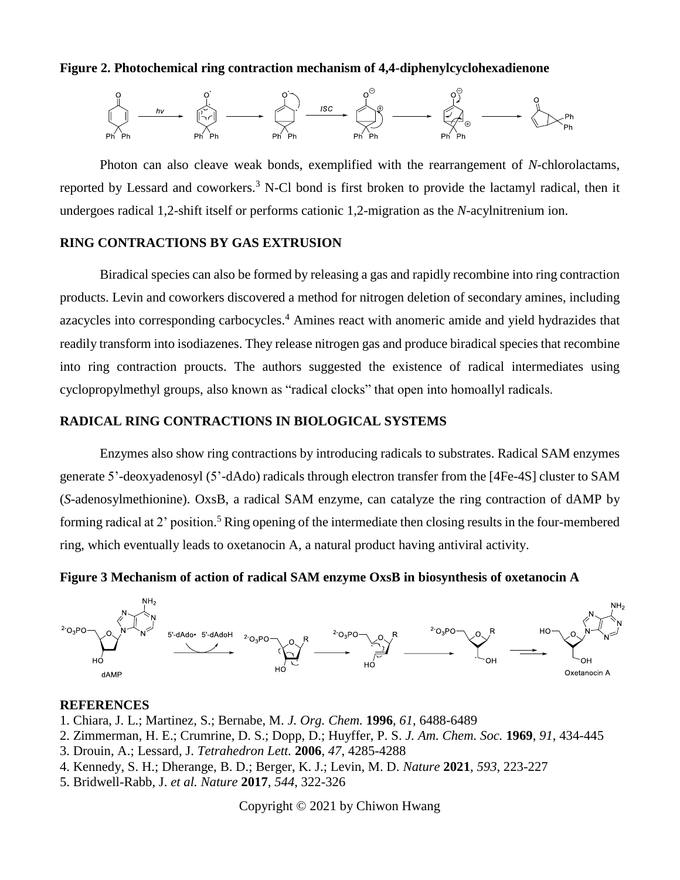**Figure 2. Photochemical ring contraction mechanism of 4,4-diphenylcyclohexadienone**

Photon can also cleave weak bonds, exemplified with the rearrangement of *N*-chlorolactams, reported by Lessard and coworkers.[3] N-Cl bond is first broken to provide the lactamyl radical, then it undergoes radical 1,2-shift itself or performs cationic 1,2-migration as the *N*-acylnitrenium ion.

## RING CONTRACTIONS BY GAS EXTRUSION

Biradical species can also be formed by releasing a gas and rapidly recombine into ring contraction products. Levin and coworkers discovered a method for nitrogen deletion of secondary amines, including azacycles into corresponding carbocycles.[4] Amines react with anomeric amide and yield hydrazides that readily transform into isodiazenes. They release nitrogen gas and produce biradical species that recombine into ring contraction proucts. The authors suggested the existence of radical intermediates using cyclopropylmethyl groups, also known as "radical clocks" that open into homoallyl radicals.

## RADICAL RING CONTRACTIONS IN BIOLOGICAL SYSTEMS

Enzymes also show ring contractions by introducing radicals to substrates. Radical SAM enzymes generate 5'-deoxyadenosyl (5'-dAdo) radicals through electron transfer from the [4Fe-4S] cluster to SAM (*S*-adenosylmethionine). OxsB, a radical SAM enzyme, can catalyze the ring contraction of dAMP by forming radical at 2' position.[5] Ring opening of the intermediate then closing results in the four-membered ring, which eventually leads to oxetanocin A, a natural product having antiviral activity.

**Figure 3 Mechanism of action of radical SAM enzyme OxsB in biosynthesis of oxetanocin A**

## REFERENCES

1. Chiara, J. L.; Martinez, S.; Bernabe, M. *J. Org. Chem.* **1996**, *61*, 6488-6489
2. Zimmerman, H. E.; Crumrine, D. S.; Dopp, D.; Huyffer, P. S. *J. Am. Chem. Soc.* **1969**, *91*, 434-445
3. Drouin, A.; Lessard, J. *Tetrahedron Lett.* **2006**, *47*, 4285-4288
4. Kennedy, S. H.; Dherange, B. D.; Berger, K. J.; Levin, M. D. *Nature* **2021**, *593*, 223-227
5. Bridwell-Rabb, J. *et al. Nature* **2017**, *544*, 322-326

Copyright © 2021 by Chiwon Hwang